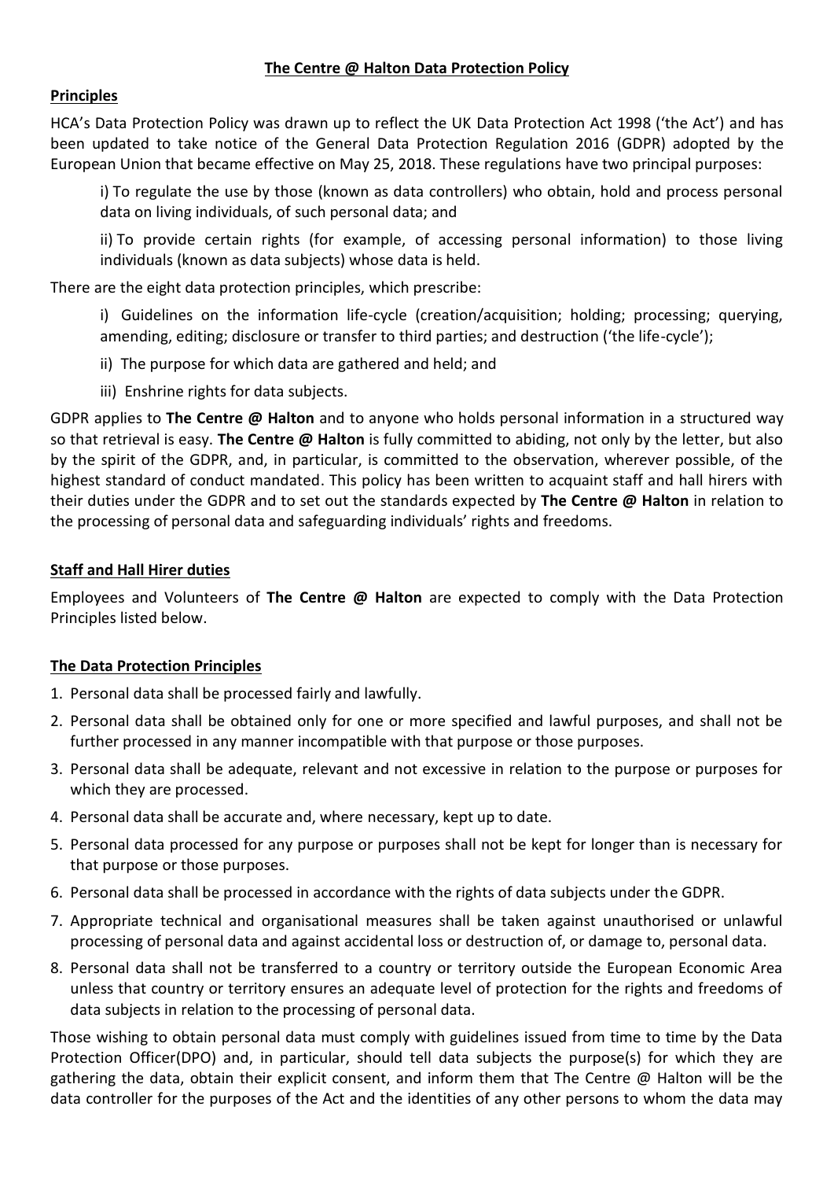# The Centre @ Halton Data Protection Policy

## Principles

HCA's Data Protection Policy was drawn up to reflect the UK Data Protection Act 1998 ('the Act') and has been updated to take notice of the General Data Protection Regulation 2016 (GDPR) adopted by the European Union that became effective on May 25, 2018. These regulations have two principal purposes:

i) To regulate the use by those (known as data controllers) who obtain, hold and process personal data on living individuals, of such personal data; and

ii) To provide certain rights (for example, of accessing personal information) to those living individuals (known as data subjects) whose data is held.

There are the eight data protection principles, which prescribe:

i) Guidelines on the information life-cycle (creation/acquisition; holding; processing; querying, amending, editing; disclosure or transfer to third parties; and destruction ('the life-cycle');

ii) The purpose for which data are gathered and held; and

iii) Enshrine rights for data subjects.

GDPR applies to **The Centre @ Halton** and to anyone who holds personal information in a structured way so that retrieval is easy. **The Centre @ Halton** is fully committed to abiding, not only by the letter, but also by the spirit of the GDPR, and, in particular, is committed to the observation, wherever possible, of the highest standard of conduct mandated. This policy has been written to acquaint staff and hall hirers with their duties under the GDPR and to set out the standards expected by **The Centre @ Halton** in relation to the processing of personal data and safeguarding individuals' rights and freedoms.

## Staff and Hall Hirer duties

Employees and Volunteers of **The Centre @ Halton** are expected to comply with the Data Protection Principles listed below.

## The Data Protection Principles

1. Personal data shall be processed fairly and lawfully.
2. Personal data shall be obtained only for one or more specified and lawful purposes, and shall not be further processed in any manner incompatible with that purpose or those purposes.
3. Personal data shall be adequate, relevant and not excessive in relation to the purpose or purposes for which they are processed.
4. Personal data shall be accurate and, where necessary, kept up to date.
5. Personal data processed for any purpose or purposes shall not be kept for longer than is necessary for that purpose or those purposes.
6. Personal data shall be processed in accordance with the rights of data subjects under the GDPR.
7. Appropriate technical and organisational measures shall be taken against unauthorised or unlawful processing of personal data and against accidental loss or destruction of, or damage to, personal data.
8. Personal data shall not be transferred to a country or territory outside the European Economic Area unless that country or territory ensures an adequate level of protection for the rights and freedoms of data subjects in relation to the processing of personal data.

Those wishing to obtain personal data must comply with guidelines issued from time to time by the Data Protection Officer(DPO) and, in particular, should tell data subjects the purpose(s) for which they are gathering the data, obtain their explicit consent, and inform them that The Centre @ Halton will be the data controller for the purposes of the Act and the identities of any other persons to whom the data may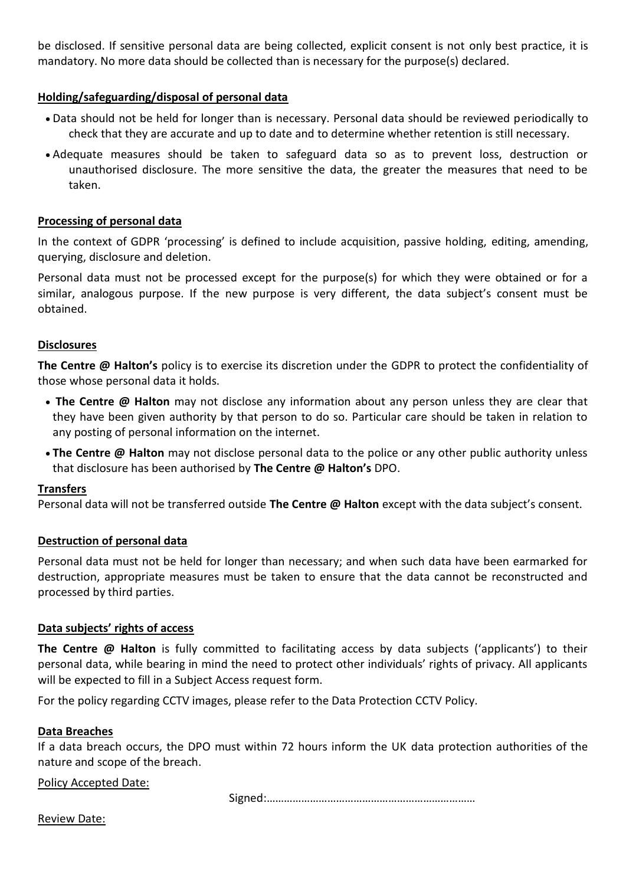be disclosed. If sensitive personal data are being collected, explicit consent is not only best practice, it is mandatory. No more data should be collected than is necessary for the purpose(s) declared.

## Holding/safeguarding/disposal of personal data

- Data should not be held for longer than is necessary. Personal data should be reviewed periodically to check that they are accurate and up to date and to determine whether retention is still necessary.
- Adequate measures should be taken to safeguard data so as to prevent loss, destruction or unauthorised disclosure. The more sensitive the data, the greater the measures that need to be taken.

## Processing of personal data

In the context of GDPR 'processing' is defined to include acquisition, passive holding, editing, amending, querying, disclosure and deletion.

Personal data must not be processed except for the purpose(s) for which they were obtained or for a similar, analogous purpose. If the new purpose is very different, the data subject's consent must be obtained.

## Disclosures

**The Centre @ Halton's** policy is to exercise its discretion under the GDPR to protect the confidentiality of those whose personal data it holds.

- **The Centre @ Halton** may not disclose any information about any person unless they are clear that they have been given authority by that person to do so. Particular care should be taken in relation to any posting of personal information on the internet.
- **The Centre @ Halton** may not disclose personal data to the police or any other public authority unless that disclosure has been authorised by **The Centre @ Halton's** DPO.

## Transfers

Personal data will not be transferred outside **The Centre @ Halton** except with the data subject's consent.

## Destruction of personal data

Personal data must not be held for longer than necessary; and when such data have been earmarked for destruction, appropriate measures must be taken to ensure that the data cannot be reconstructed and processed by third parties.

## Data subjects' rights of access

**The Centre @ Halton** is fully committed to facilitating access by data subjects ('applicants') to their personal data, while bearing in mind the need to protect other individuals' rights of privacy. All applicants will be expected to fill in a Subject Access request form.

For the policy regarding CCTV images, please refer to the Data Protection CCTV Policy.

## Data Breaches

If a data breach occurs, the DPO must within 72 hours inform the UK data protection authorities of the nature and scope of the breach.

Policy Accepted Date:

Signed:………………………………………………………………

Review Date: